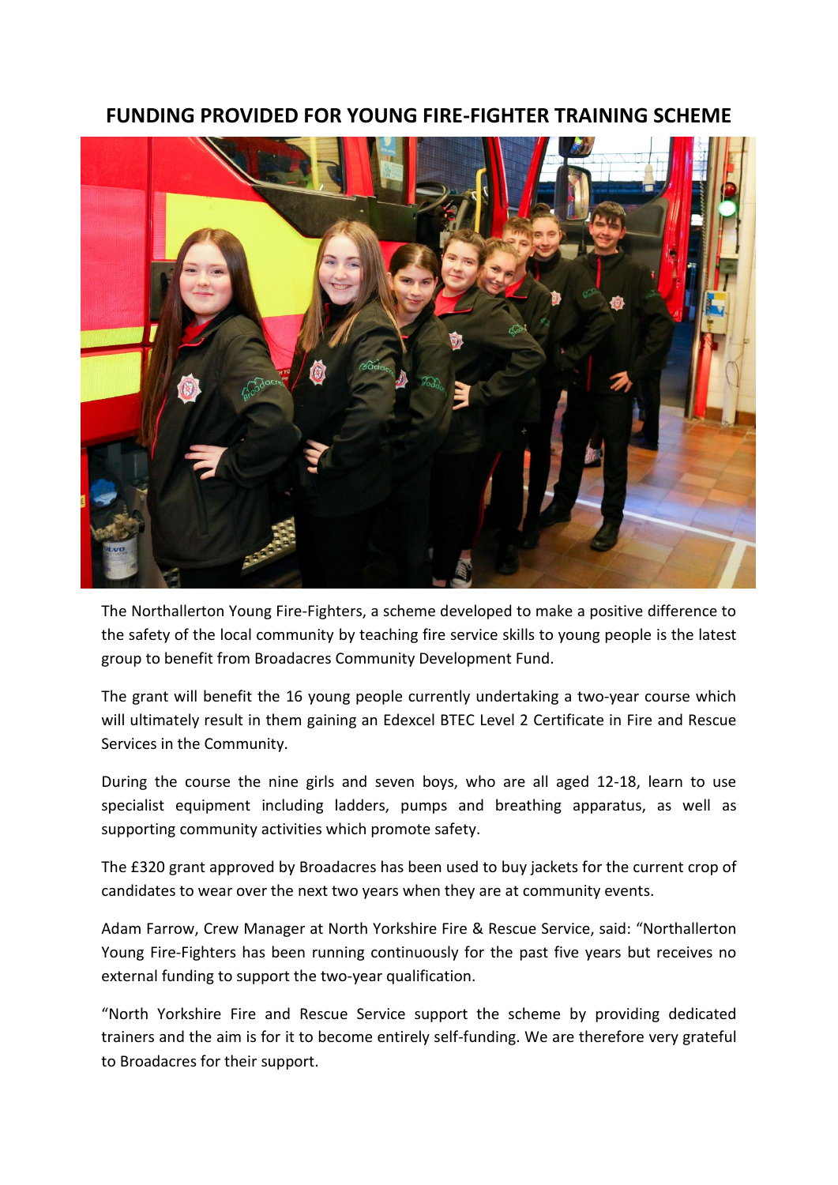# FUNDING PROVIDED FOR YOUNG FIRE-FIGHTER TRAINING SCHEME

The Northallerton Young Fire-Fighters, a scheme developed to make a positive difference to the safety of the local community by teaching fire service skills to young people is the latest group to benefit from Broadacres Community Development Fund.

The grant will benefit the 16 young people currently undertaking a two-year course which will ultimately result in them gaining an Edexcel BTEC Level 2 Certificate in Fire and Rescue Services in the Community.

During the course the nine girls and seven boys, who are all aged 12-18, learn to use specialist equipment including ladders, pumps and breathing apparatus, as well as supporting community activities which promote safety.

The £320 grant approved by Broadacres has been used to buy jackets for the current crop of candidates to wear over the next two years when they are at community events.

Adam Farrow, Crew Manager at North Yorkshire Fire & Rescue Service, said: "Northallerton Young Fire-Fighters has been running continuously for the past five years but receives no external funding to support the two-year qualification.

"North Yorkshire Fire and Rescue Service support the scheme by providing dedicated trainers and the aim is for it to become entirely self-funding. We are therefore very grateful to Broadacres for their support.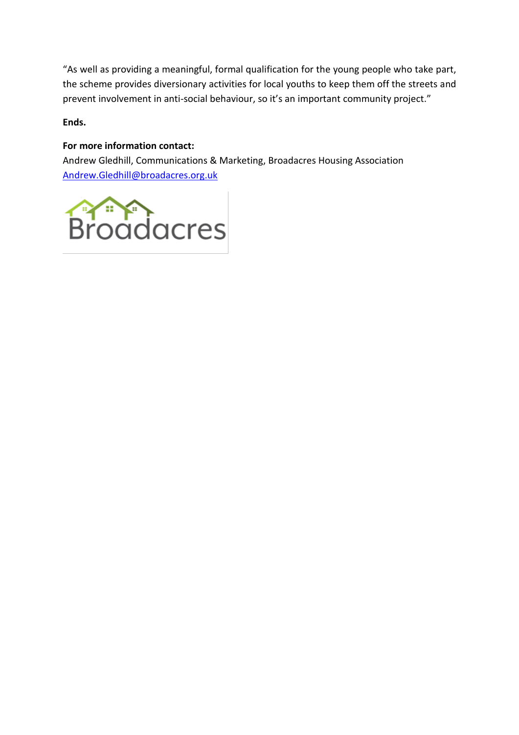"As well as providing a meaningful, formal qualification for the young people who take part, the scheme provides diversionary activities for local youths to keep them off the streets and prevent involvement in anti-social behaviour, so it's an important community project."

**Ends.**

**For more information contact:**
Andrew Gledhill, Communications & Marketing, Broadacres Housing Association
Andrew.Gledhill@broadacres.org.uk

Broadacres